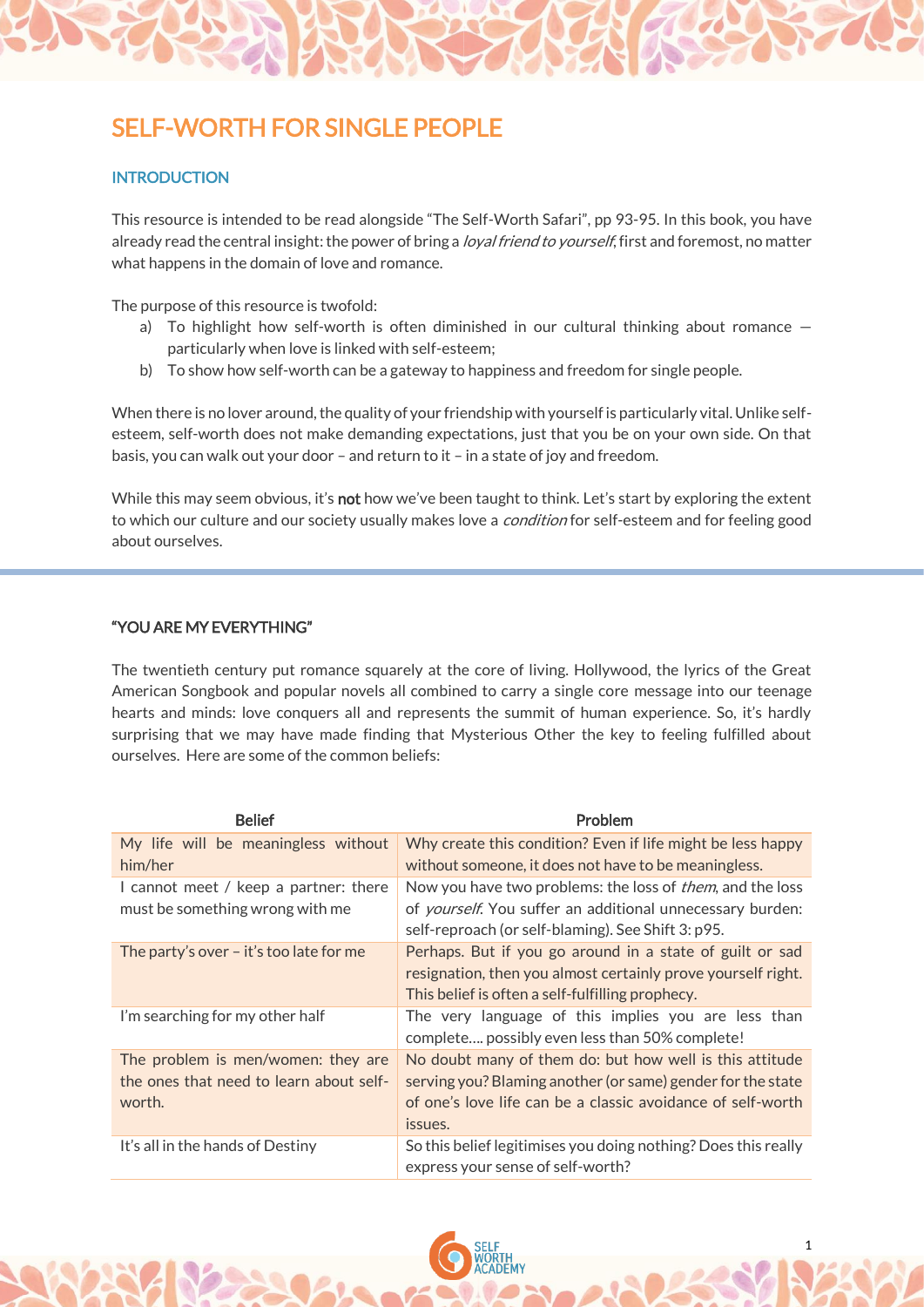# SELF-WORTH FOR SINGLE PEOPLE

## INTRODUCTION

This resource is intended to be read alongside "The Self-Worth Safari", pp 93-95. In this book, you have already read the central insight: the power of bring a *loyal friend to yourself*, first and foremost, no matter what happens in the domain of love and romance.

The purpose of this resource is twofold:

a) To highlight how self-worth is often diminished in our cultural thinking about romance — particularly when love is linked with self-esteem;
b) To show how self-worth can be a gateway to happiness and freedom for single people.

When there is no lover around, the quality of your friendship with yourself is particularly vital. Unlike self-esteem, self-worth does not make demanding expectations, just that you be on your own side. On that basis, you can walk out your door – and return to it – in a state of joy and freedom.

While this may seem obvious, it's **not** how we've been taught to think. Let's start by exploring the extent to which our culture and our society usually makes love a *condition* for self-esteem and for feeling good about ourselves.

## "YOU ARE MY EVERYTHING"

The twentieth century put romance squarely at the core of living. Hollywood, the lyrics of the Great American Songbook and popular novels all combined to carry a single core message into our teenage hearts and minds: love conquers all and represents the summit of human experience. So, it's hardly surprising that we may have made finding that Mysterious Other the key to feeling fulfilled about ourselves. Here are some of the common beliefs:

| Belief | Problem |
|---|---|
| My life will be meaningless without him/her | Why create this condition? Even if life might be less happy without someone, it does not have to be meaningless. |
| I cannot meet / keep a partner: there must be something wrong with me | Now you have two problems: the loss of *them*, and the loss of *yourself*. You suffer an additional unnecessary burden: self-reproach (or self-blaming). See Shift 3: p95. |
| The party's over – it's too late for me | Perhaps. But if you go around in a state of guilt or sad resignation, then you almost certainly prove yourself right. This belief is often a self-fulfilling prophecy. |
| I'm searching for my other half | The very language of this implies you are less than complete…. possibly even less than 50% complete! |
| The problem is men/women: they are the ones that need to learn about self-worth. | No doubt many of them do: but how well is this attitude serving you? Blaming another (or same) gender for the state of one's love life can be a classic avoidance of self-worth issues. |
| It's all in the hands of Destiny | So this belief legitimises you doing nothing? Does this really express your sense of self-worth? |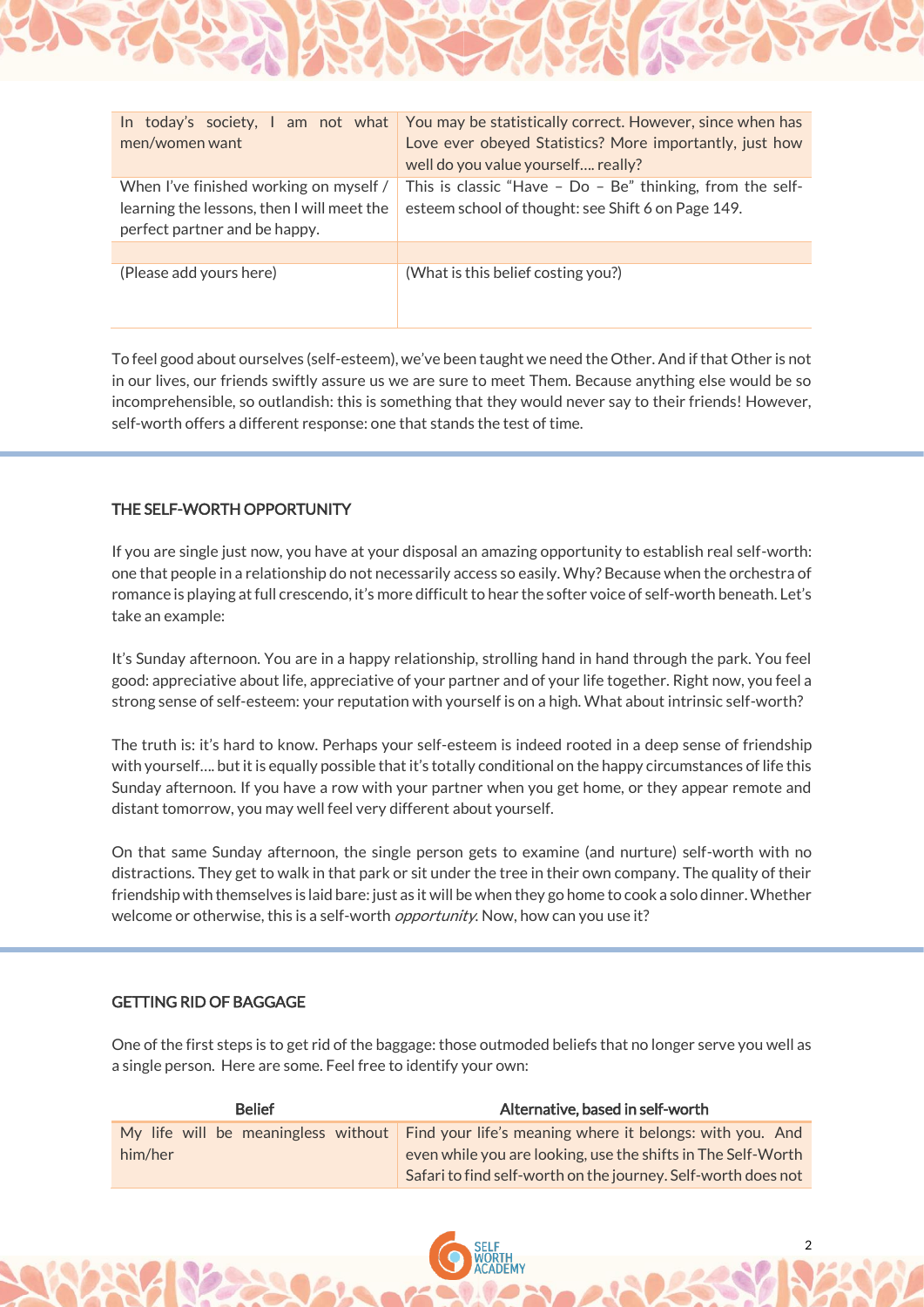| | |
|---|---|
| In today's society, I am not what men/women want | You may be statistically correct. However, since when has Love ever obeyed Statistics? More importantly, just how well do you value yourself…. really? |
| When I've finished working on myself / learning the lessons, then I will meet the perfect partner and be happy. | This is classic "Have – Do – Be" thinking, from the self-esteem school of thought: see Shift 6 on Page 149. |
| | |
| (Please add yours here) | (What is this belief costing you?) |

To feel good about ourselves (self-esteem), we've been taught we need the Other. And if that Other is not in our lives, our friends swiftly assure us we are sure to meet Them. Because anything else would be so incomprehensible, so outlandish: this is something that they would never say to their friends! However, self-worth offers a different response: one that stands the test of time.

## THE SELF-WORTH OPPORTUNITY

If you are single just now, you have at your disposal an amazing opportunity to establish real self-worth: one that people in a relationship do not necessarily access so easily. Why? Because when the orchestra of romance is playing at full crescendo, it's more difficult to hear the softer voice of self-worth beneath. Let's take an example:

It's Sunday afternoon. You are in a happy relationship, strolling hand in hand through the park. You feel good: appreciative about life, appreciative of your partner and of your life together. Right now, you feel a strong sense of self-esteem: your reputation with yourself is on a high. What about intrinsic self-worth?

The truth is: it's hard to know. Perhaps your self-esteem is indeed rooted in a deep sense of friendship with yourself…. but it is equally possible that it's totally conditional on the happy circumstances of life this Sunday afternoon. If you have a row with your partner when you get home, or they appear remote and distant tomorrow, you may well feel very different about yourself.

On that same Sunday afternoon, the single person gets to examine (and nurture) self-worth with no distractions. They get to walk in that park or sit under the tree in their own company. The quality of their friendship with themselves is laid bare: just as it will be when they go home to cook a solo dinner. Whether welcome or otherwise, this is a self-worth *opportunity.* Now, how can you use it?

## GETTING RID OF BAGGAGE

One of the first steps is to get rid of the baggage: those outmoded beliefs that no longer serve you well as a single person. Here are some. Feel free to identify your own:

| Belief | Alternative, based in self-worth |
|---|---|
| My life will be meaningless without him/her | Find your life's meaning where it belongs: with you. And even while you are looking, use the shifts in The Self-Worth Safari to find self-worth on the journey. Self-worth does not |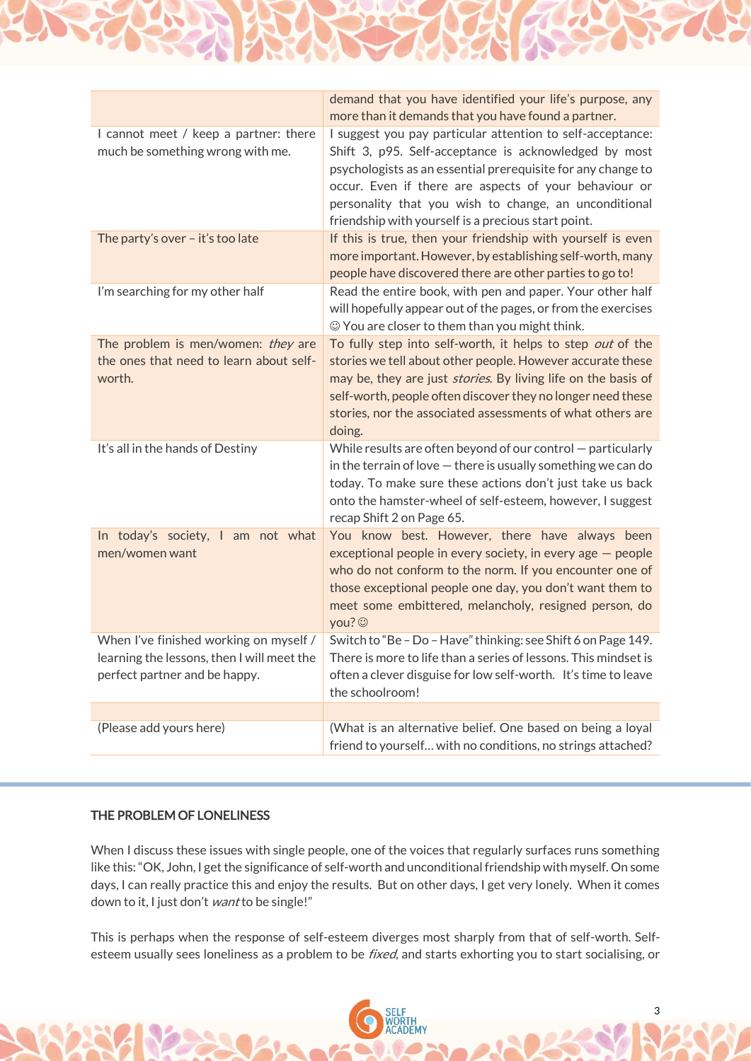| | |
|---|---|
| | demand that you have identified your life's purpose, any more than it demands that you have found a partner. |
| I cannot meet / keep a partner: there much be something wrong with me. | I suggest you pay particular attention to self-acceptance: Shift 3, p95. Self-acceptance is acknowledged by most psychologists as an essential prerequisite for any change to occur. Even if there are aspects of your behaviour or personality that you wish to change, an unconditional friendship with yourself is a precious start point. |
| The party's over – it's too late | If this is true, then your friendship with yourself is even more important. However, by establishing self-worth, many people have discovered there are other parties to go to! |
| I'm searching for my other half | Read the entire book, with pen and paper. Your other half will hopefully appear out of the pages, or from the exercises ☺ You are closer to them than you might think. |
| The problem is men/women: *they* are the ones that need to learn about self-worth. | To fully step into self-worth, it helps to step *out* of the stories we tell about other people. However accurate these may be, they are just *stories*. By living life on the basis of self-worth, people often discover they no longer need these stories, nor the associated assessments of what others are doing. |
| It's all in the hands of Destiny | While results are often beyond of our control — particularly in the terrain of love — there is usually something we can do today. To make sure these actions don't just take us back onto the hamster-wheel of self-esteem, however, I suggest recap Shift 2 on Page 65. |
| In today's society, I am not what men/women want | You know best. However, there have always been exceptional people in every society, in every age — people who do not conform to the norm. If you encounter one of those exceptional people one day, you don't want them to meet some embittered, melancholy, resigned person, do you? ☺ |
| When I've finished working on myself / learning the lessons, then I will meet the perfect partner and be happy. | Switch to "Be – Do – Have" thinking: see Shift 6 on Page 149. There is more to life than a series of lessons. This mindset is often a clever disguise for low self-worth. It's time to leave the schoolroom! |
| | |
| (Please add yours here) | (What is an alternative belief. One based on being a loyal friend to yourself… with no conditions, no strings attached? |

## THE PROBLEM OF LONELINESS

When I discuss these issues with single people, one of the voices that regularly surfaces runs something like this: "OK, John, I get the significance of self-worth and unconditional friendship with myself. On some days, I can really practice this and enjoy the results. But on other days, I get very lonely. When it comes down to it, I just don't *want* to be single!"

This is perhaps when the response of self-esteem diverges most sharply from that of self-worth. Self-esteem usually sees loneliness as a problem to be *fixed*, and starts exhorting you to start socialising, or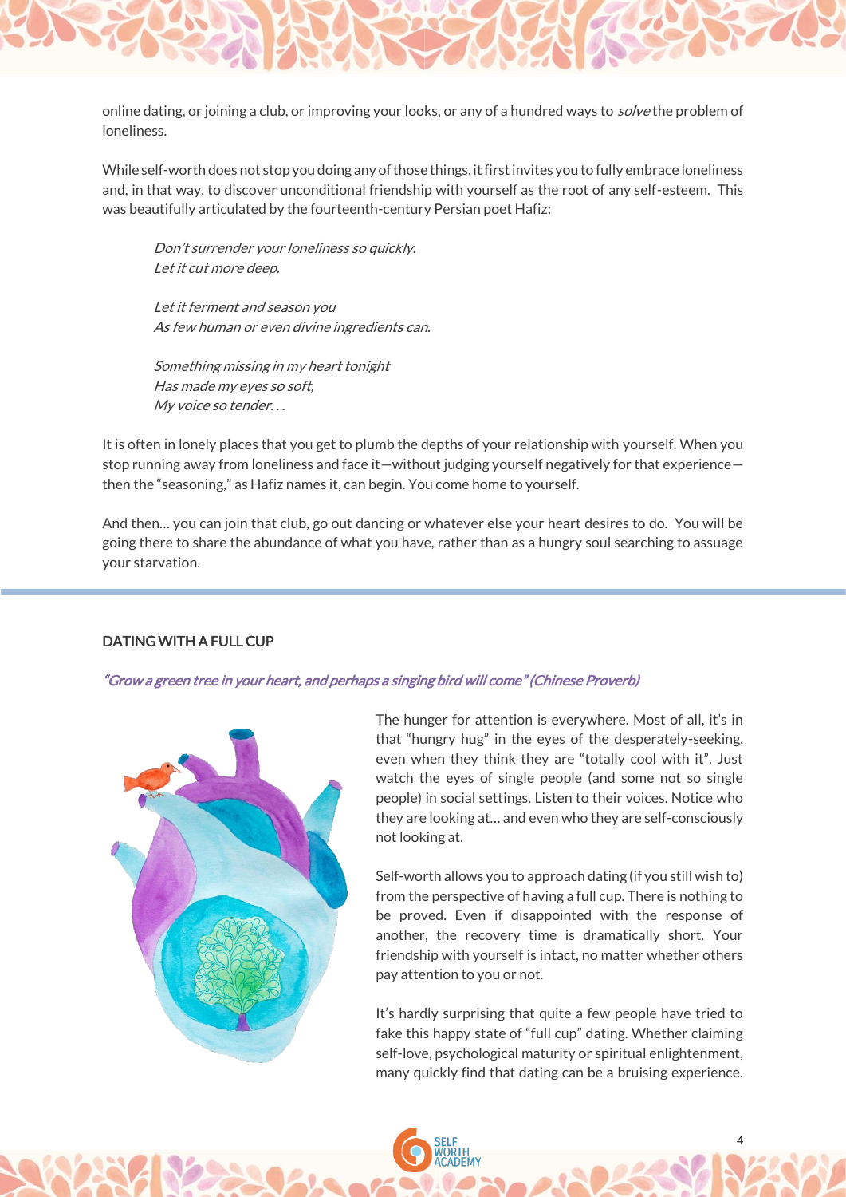online dating, or joining a club, or improving your looks, or any of a hundred ways to *solve* the problem of loneliness.

While self-worth does not stop you doing any of those things, it first invites you to fully embrace loneliness and, in that way, to discover unconditional friendship with yourself as the root of any self-esteem. This was beautifully articulated by the fourteenth-century Persian poet Hafiz:

> *Don't surrender your loneliness so quickly.*
> *Let it cut more deep.*
>
> *Let it ferment and season you*
> *As few human or even divine ingredients can.*
>
> *Something missing in my heart tonight*
> *Has made my eyes so soft,*
> *My voice so tender…*

It is often in lonely places that you get to plumb the depths of your relationship with yourself. When you stop running away from loneliness and face it—without judging yourself negatively for that experience—then the "seasoning," as Hafiz names it, can begin. You come home to yourself.

And then… you can join that club, go out dancing or whatever else your heart desires to do. You will be going there to share the abundance of what you have, rather than as a hungry soul searching to assuage your starvation.

## DATING WITH A FULL CUP

*"Grow a green tree in your heart, and perhaps a singing bird will come" (Chinese Proverb)*

The hunger for attention is everywhere. Most of all, it's in that "hungry hug" in the eyes of the desperately-seeking, even when they think they are "totally cool with it". Just watch the eyes of single people (and some not so single people) in social settings. Listen to their voices. Notice who they are looking at… and even who they are self-consciously not looking at.

Self-worth allows you to approach dating (if you still wish to) from the perspective of having a full cup. There is nothing to be proved. Even if disappointed with the response of another, the recovery time is dramatically short. Your friendship with yourself is intact, no matter whether others pay attention to you or not.

It's hardly surprising that quite a few people have tried to fake this happy state of "full cup" dating. Whether claiming self-love, psychological maturity or spiritual enlightenment, many quickly find that dating can be a bruising experience.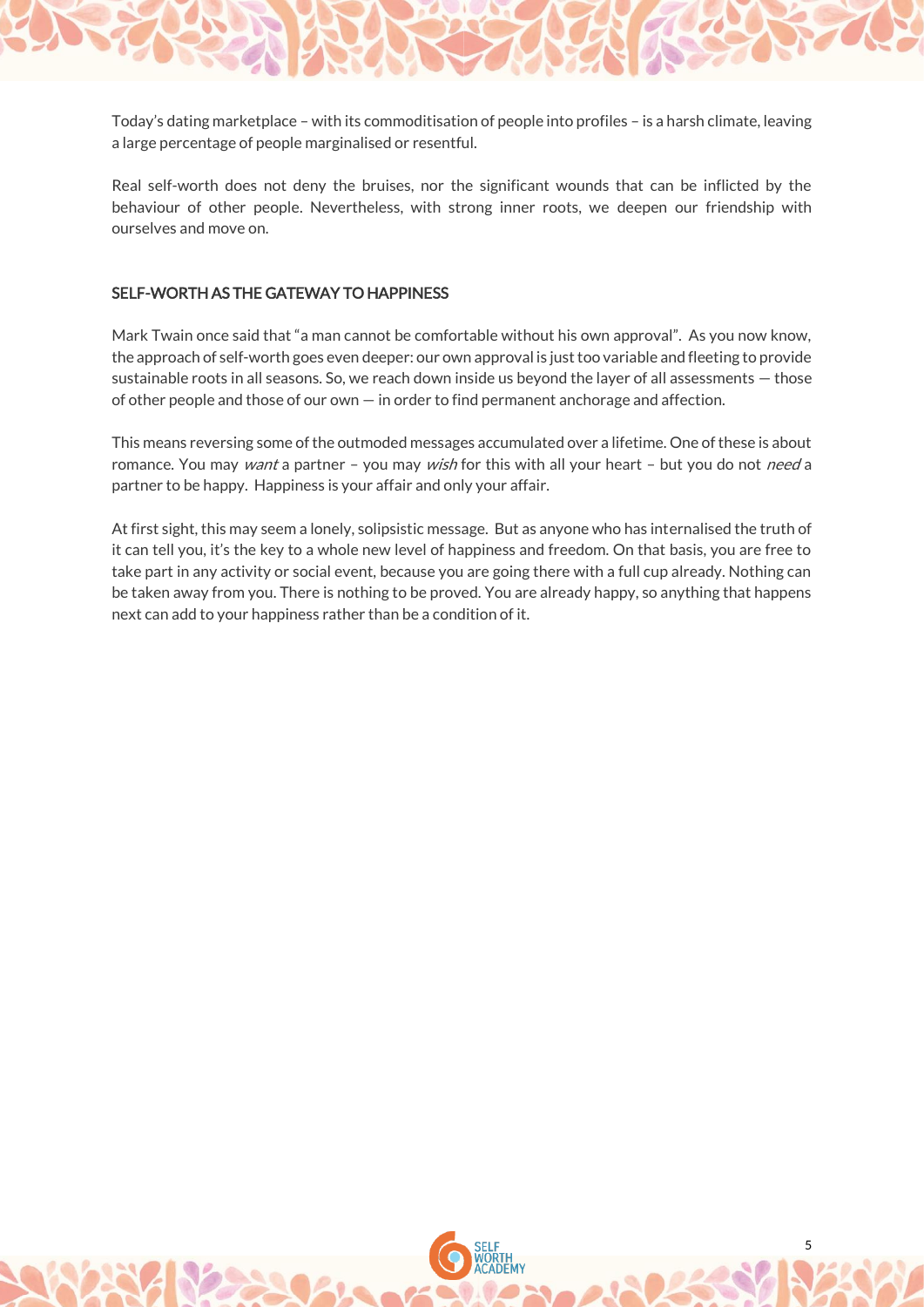Today's dating marketplace – with its commoditisation of people into profiles – is a harsh climate, leaving a large percentage of people marginalised or resentful.

Real self-worth does not deny the bruises, nor the significant wounds that can be inflicted by the behaviour of other people. Nevertheless, with strong inner roots, we deepen our friendship with ourselves and move on.

## SELF-WORTH AS THE GATEWAY TO HAPPINESS

Mark Twain once said that "a man cannot be comfortable without his own approval". As you now know, the approach of self-worth goes even deeper: our own approval is just too variable and fleeting to provide sustainable roots in all seasons. So, we reach down inside us beyond the layer of all assessments — those of other people and those of our own — in order to find permanent anchorage and affection.

This means reversing some of the outmoded messages accumulated over a lifetime. One of these is about romance. You may *want* a partner – you may *wish* for this with all your heart – but you do not *need* a partner to be happy. Happiness is your affair and only your affair.

At first sight, this may seem a lonely, solipsistic message. But as anyone who has internalised the truth of it can tell you, it's the key to a whole new level of happiness and freedom. On that basis, you are free to take part in any activity or social event, because you are going there with a full cup already. Nothing can be taken away from you. There is nothing to be proved. You are already happy, so anything that happens next can add to your happiness rather than be a condition of it.